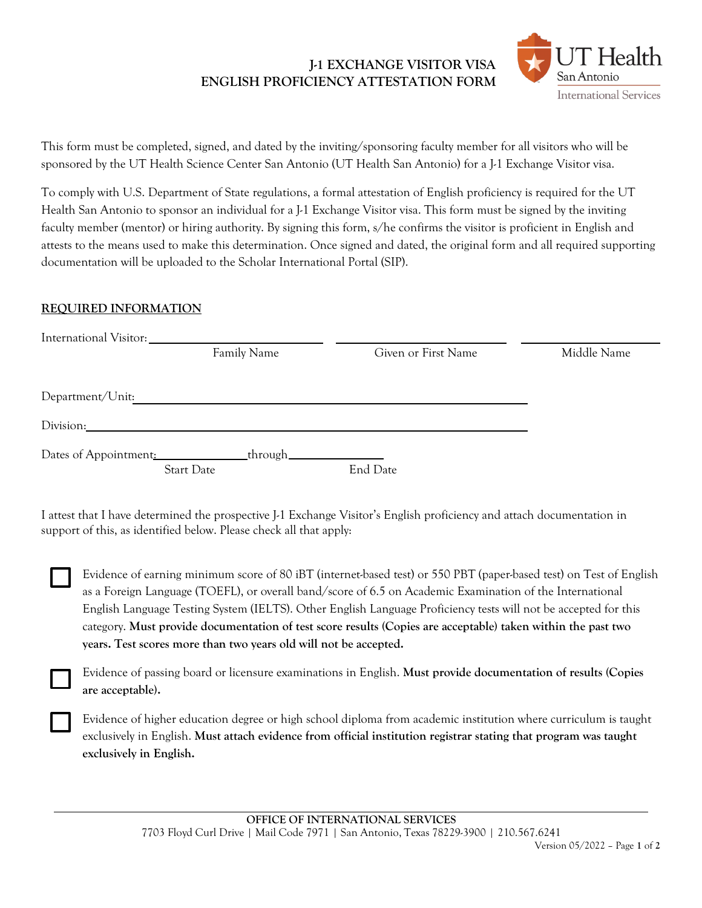# J-1 EXCHANGE VISITOR VISA
# ENGLISH PROFICIENCY ATTESTATION FORM

This form must be completed, signed, and dated by the inviting/sponsoring faculty member for all visitors who will be sponsored by the UT Health Science Center San Antonio (UT Health San Antonio) for a J-1 Exchange Visitor visa.

To comply with U.S. Department of State regulations, a formal attestation of English proficiency is required for the UT Health San Antonio to sponsor an individual for a J-1 Exchange Visitor visa. This form must be signed by the inviting faculty member (mentor) or hiring authority. By signing this form, s/he confirms the visitor is proficient in English and attests to the means used to make this determination. Once signed and dated, the original form and all required supporting documentation will be uploaded to the Scholar International Portal (SIP).

## REQUIRED INFORMATION

International Visitor: ______________________ ______________________ ______________________
Family Name | Given or First Name | Middle Name

Department/Unit: ____________________________________________

Division: ____________________________________________

Dates of Appointment: ______________ through ______________
Start Date | End Date

I attest that I have determined the prospective J-1 Exchange Visitor's English proficiency and attach documentation in support of this, as identified below. Please check all that apply:

☐ Evidence of earning minimum score of 80 iBT (internet-based test) or 550 PBT (paper-based test) on Test of English as a Foreign Language (TOEFL), or overall band/score of 6.5 on Academic Examination of the International English Language Testing System (IELTS). Other English Language Proficiency tests will not be accepted for this category. **Must provide documentation of test score results (Copies are acceptable) taken within the past two years. Test scores more than two years old will not be accepted.**

☐ Evidence of passing board or licensure examinations in English. **Must provide documentation of results (Copies are acceptable).**

☐ Evidence of higher education degree or high school diploma from academic institution where curriculum is taught exclusively in English. **Must attach evidence from official institution registrar stating that program was taught exclusively in English.**

**OFFICE OF INTERNATIONAL SERVICES**
7703 Floyd Curl Drive | Mail Code 7971 | San Antonio, Texas 78229-3900 | 210.567.6241
Version 05/2022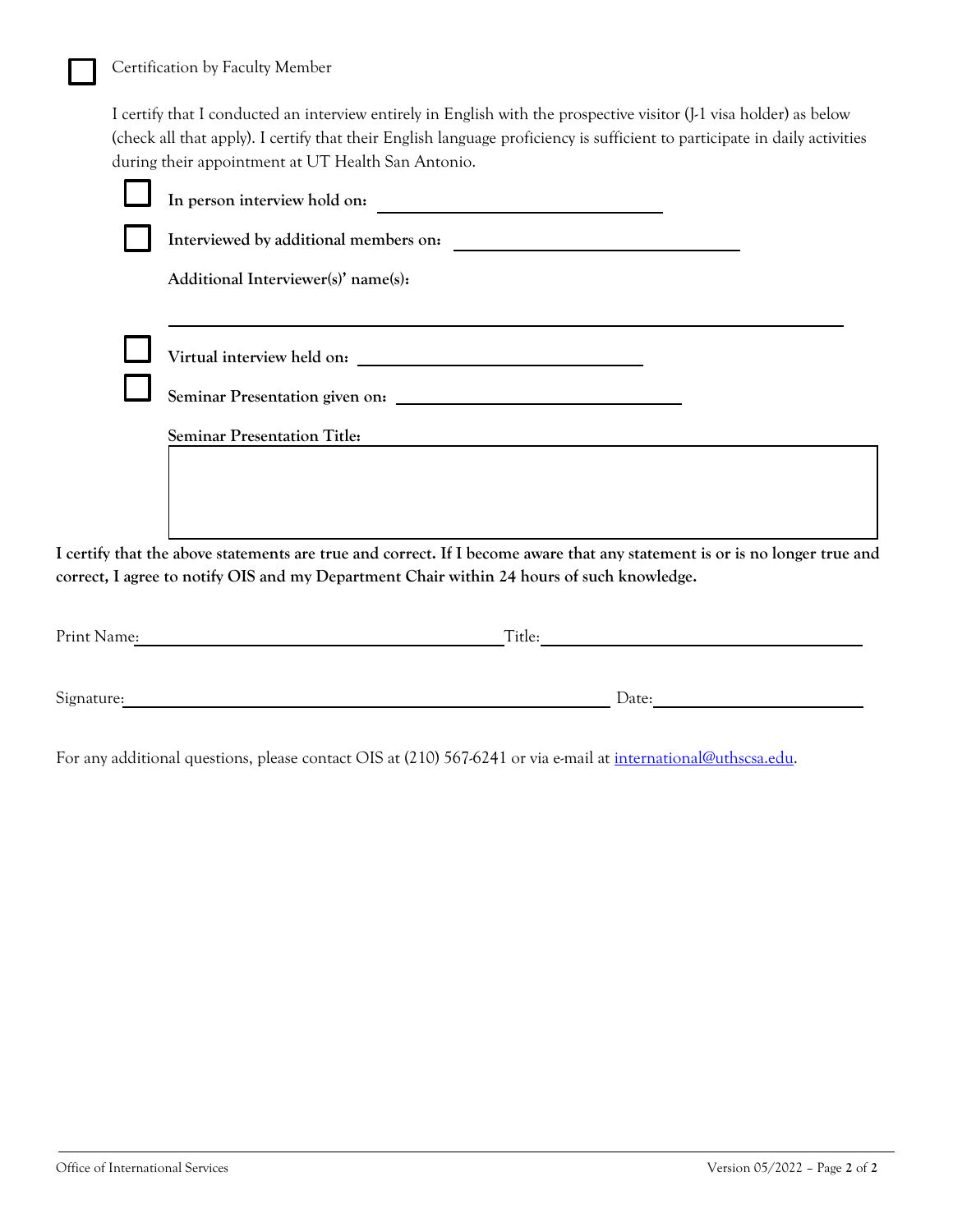☐ Certification by Faculty Member

I certify that I conducted an interview entirely in English with the prospective visitor (J-1 visa holder) as below (check all that apply). I certify that their English language proficiency is sufficient to participate in daily activities during their appointment at UT Health San Antonio.

☐ **In person interview hold on:** ______________________

☐ **Interviewed by additional members on:** ______________________

**Additional Interviewer(s)' name(s):**

______________________________________________________

☐ **Virtual interview held on:** ______________________

☐ **Seminar Presentation given on:** ______________________

**Seminar Presentation Title:**

______________________________________________________

**I certify that the above statements are true and correct. If I become aware that any statement is or is no longer true and correct, I agree to notify OIS and my Department Chair within 24 hours of such knowledge.**

Print Name: ______________________ Title: ______________________

Signature: ______________________ Date: ______________________

For any additional questions, please contact OIS at (210) 567-6241 or via e-mail at international@uthscsa.edu.